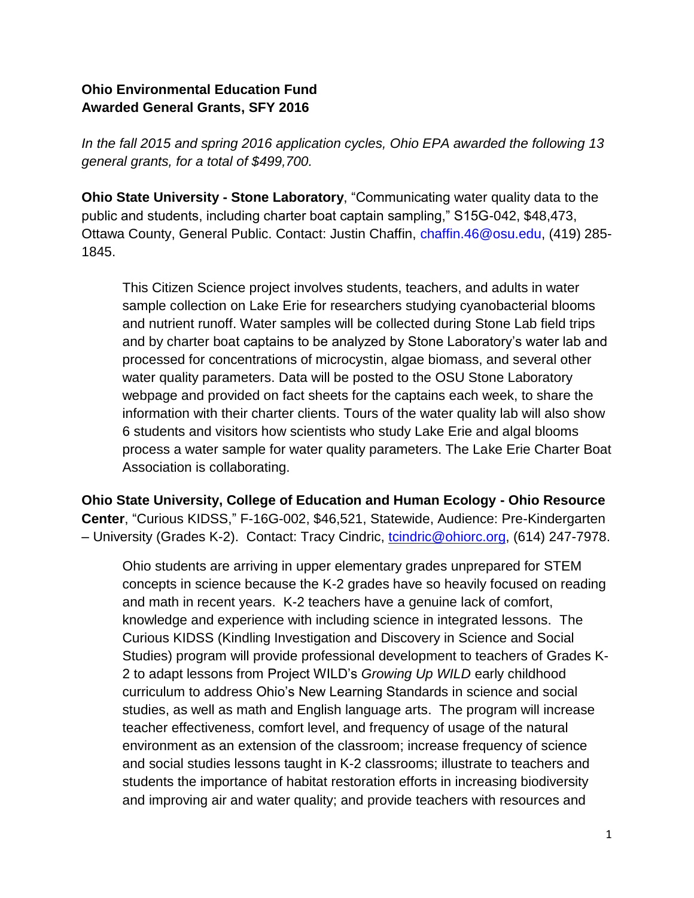**Ohio Environmental Education Fund**
**Awarded General Grants, SFY 2016**

*In the fall 2015 and spring 2016 application cycles, Ohio EPA awarded the following 13 general grants, for a total of $499,700.*

**Ohio State University - Stone Laboratory**, "Communicating water quality data to the public and students, including charter boat captain sampling," S15G-042, $48,473, Ottawa County, General Public. Contact: Justin Chaffin, chaffin.46@osu.edu, (419) 285-1845.

> This Citizen Science project involves students, teachers, and adults in water sample collection on Lake Erie for researchers studying cyanobacterial blooms and nutrient runoff. Water samples will be collected during Stone Lab field trips and by charter boat captains to be analyzed by Stone Laboratory's water lab and processed for concentrations of microcystin, algae biomass, and several other water quality parameters. Data will be posted to the OSU Stone Laboratory webpage and provided on fact sheets for the captains each week, to share the information with their charter clients. Tours of the water quality lab will also show 6 students and visitors how scientists who study Lake Erie and algal blooms process a water sample for water quality parameters. The Lake Erie Charter Boat Association is collaborating.

**Ohio State University, College of Education and Human Ecology - Ohio Resource Center**, "Curious KIDSS," F-16G-002, $46,521, Statewide, Audience: Pre-Kindergarten – University (Grades K-2). Contact: Tracy Cindric, tcindric@ohiorc.org, (614) 247-7978.

> Ohio students are arriving in upper elementary grades unprepared for STEM concepts in science because the K-2 grades have so heavily focused on reading and math in recent years. K-2 teachers have a genuine lack of comfort, knowledge and experience with including science in integrated lessons. The Curious KIDSS (Kindling Investigation and Discovery in Science and Social Studies) program will provide professional development to teachers of Grades K-2 to adapt lessons from Project WILD's *Growing Up WILD* early childhood curriculum to address Ohio's New Learning Standards in science and social studies, as well as math and English language arts. The program will increase teacher effectiveness, comfort level, and frequency of usage of the natural environment as an extension of the classroom; increase frequency of science and social studies lessons taught in K-2 classrooms; illustrate to teachers and students the importance of habitat restoration efforts in increasing biodiversity and improving air and water quality; and provide teachers with resources and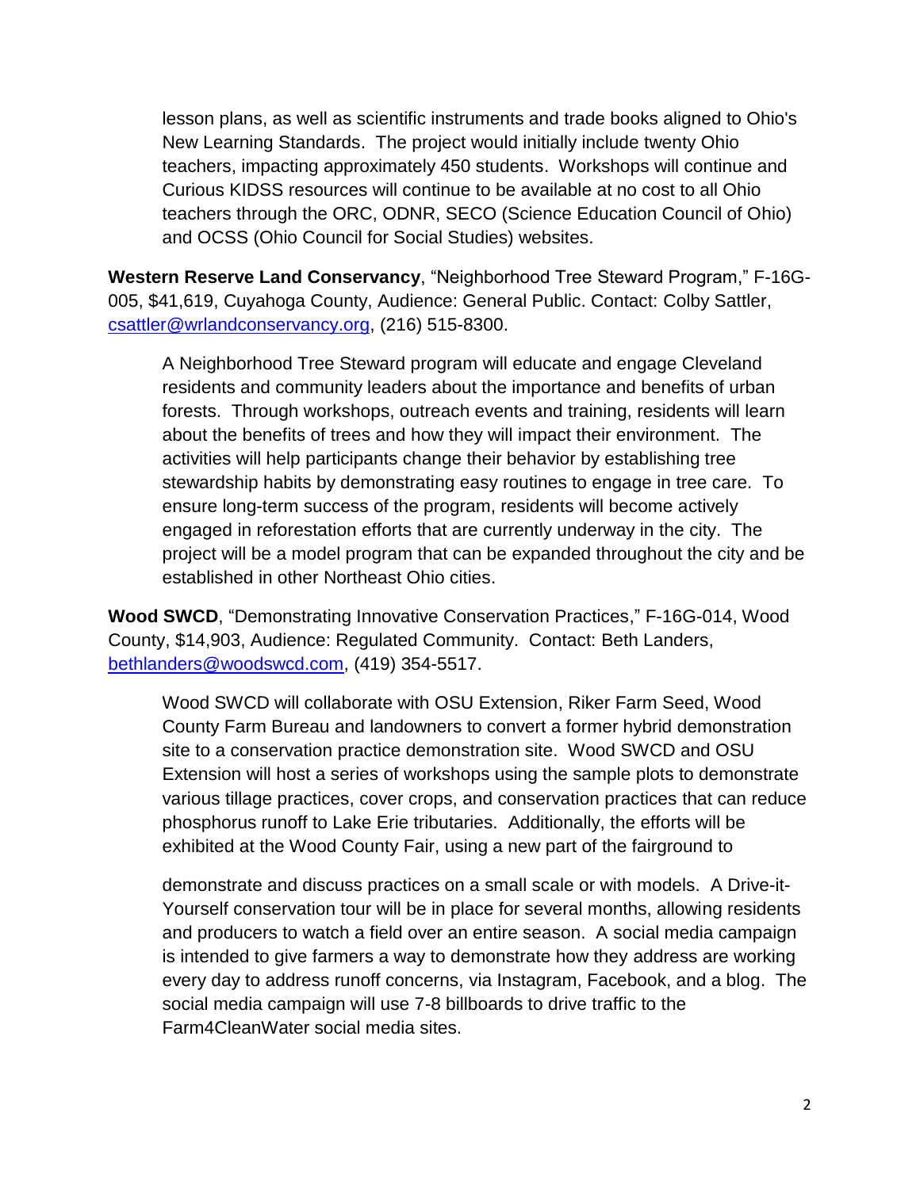lesson plans, as well as scientific instruments and trade books aligned to Ohio's New Learning Standards. The project would initially include twenty Ohio teachers, impacting approximately 450 students. Workshops will continue and Curious KIDSS resources will continue to be available at no cost to all Ohio teachers through the ORC, ODNR, SECO (Science Education Council of Ohio) and OCSS (Ohio Council for Social Studies) websites.

**Western Reserve Land Conservancy**, "Neighborhood Tree Steward Program," F-16G-005, $41,619, Cuyahoga County, Audience: General Public. Contact: Colby Sattler, csattler@wrlandconservancy.org, (216) 515-8300.

> A Neighborhood Tree Steward program will educate and engage Cleveland residents and community leaders about the importance and benefits of urban forests. Through workshops, outreach events and training, residents will learn about the benefits of trees and how they will impact their environment. The activities will help participants change their behavior by establishing tree stewardship habits by demonstrating easy routines to engage in tree care. To ensure long-term success of the program, residents will become actively engaged in reforestation efforts that are currently underway in the city. The project will be a model program that can be expanded throughout the city and be established in other Northeast Ohio cities.

**Wood SWCD**, "Demonstrating Innovative Conservation Practices," F-16G-014, Wood County, $14,903, Audience: Regulated Community. Contact: Beth Landers, bethlanders@woodswcd.com, (419) 354-5517.

> Wood SWCD will collaborate with OSU Extension, Riker Farm Seed, Wood County Farm Bureau and landowners to convert a former hybrid demonstration site to a conservation practice demonstration site. Wood SWCD and OSU Extension will host a series of workshops using the sample plots to demonstrate various tillage practices, cover crops, and conservation practices that can reduce phosphorus runoff to Lake Erie tributaries. Additionally, the efforts will be exhibited at the Wood County Fair, using a new part of the fairground to demonstrate and discuss practices on a small scale or with models. A Drive-it-Yourself conservation tour will be in place for several months, allowing residents and producers to watch a field over an entire season. A social media campaign is intended to give farmers a way to demonstrate how they address are working every day to address runoff concerns, via Instagram, Facebook, and a blog. The social media campaign will use 7-8 billboards to drive traffic to the Farm4CleanWater social media sites.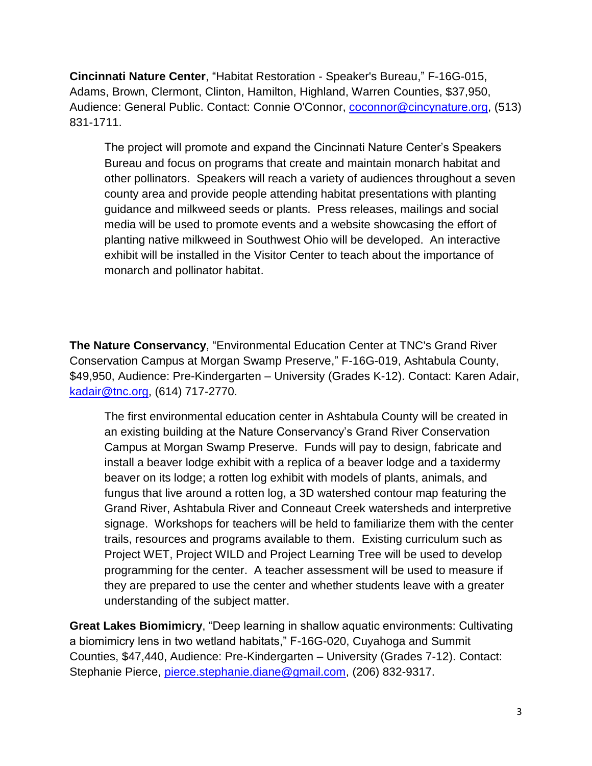**Cincinnati Nature Center**, "Habitat Restoration - Speaker's Bureau," F-16G-015, Adams, Brown, Clermont, Clinton, Hamilton, Highland, Warren Counties, $37,950, Audience: General Public. Contact: Connie O'Connor, coconnor@cincynature.org, (513) 831-1711.

> The project will promote and expand the Cincinnati Nature Center's Speakers Bureau and focus on programs that create and maintain monarch habitat and other pollinators. Speakers will reach a variety of audiences throughout a seven county area and provide people attending habitat presentations with planting guidance and milkweed seeds or plants. Press releases, mailings and social media will be used to promote events and a website showcasing the effort of planting native milkweed in Southwest Ohio will be developed. An interactive exhibit will be installed in the Visitor Center to teach about the importance of monarch and pollinator habitat.

**The Nature Conservancy**, "Environmental Education Center at TNC's Grand River Conservation Campus at Morgan Swamp Preserve," F-16G-019, Ashtabula County, $49,950, Audience: Pre-Kindergarten – University (Grades K-12). Contact: Karen Adair, kadair@tnc.org, (614) 717-2770.

> The first environmental education center in Ashtabula County will be created in an existing building at the Nature Conservancy's Grand River Conservation Campus at Morgan Swamp Preserve. Funds will pay to design, fabricate and install a beaver lodge exhibit with a replica of a beaver lodge and a taxidermy beaver on its lodge; a rotten log exhibit with models of plants, animals, and fungus that live around a rotten log, a 3D watershed contour map featuring the Grand River, Ashtabula River and Conneaut Creek watersheds and interpretive signage. Workshops for teachers will be held to familiarize them with the center trails, resources and programs available to them. Existing curriculum such as Project WET, Project WILD and Project Learning Tree will be used to develop programming for the center. A teacher assessment will be used to measure if they are prepared to use the center and whether students leave with a greater understanding of the subject matter.

**Great Lakes Biomimicry**, "Deep learning in shallow aquatic environments: Cultivating a biomimicry lens in two wetland habitats," F-16G-020, Cuyahoga and Summit Counties, $47,440, Audience: Pre-Kindergarten – University (Grades 7-12). Contact: Stephanie Pierce, pierce.stephanie.diane@gmail.com, (206) 832-9317.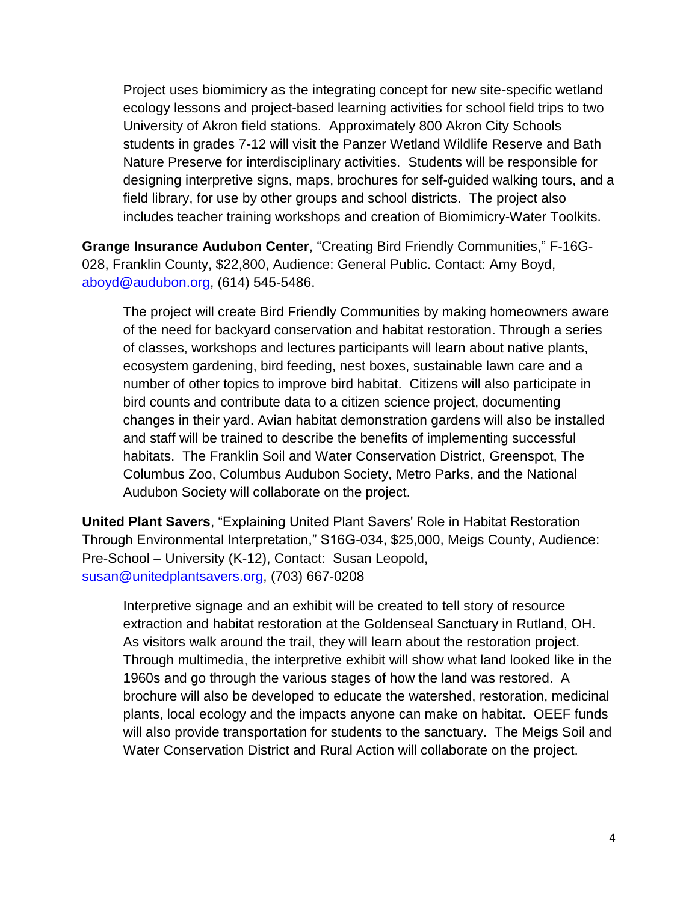Project uses biomimicry as the integrating concept for new site-specific wetland ecology lessons and project-based learning activities for school field trips to two University of Akron field stations. Approximately 800 Akron City Schools students in grades 7-12 will visit the Panzer Wetland Wildlife Reserve and Bath Nature Preserve for interdisciplinary activities. Students will be responsible for designing interpretive signs, maps, brochures for self-guided walking tours, and a field library, for use by other groups and school districts. The project also includes teacher training workshops and creation of Biomimicry-Water Toolkits.

**Grange Insurance Audubon Center**, "Creating Bird Friendly Communities," F-16G-028, Franklin County, $22,800, Audience: General Public. Contact: Amy Boyd, aboyd@audubon.org, (614) 545-5486.

The project will create Bird Friendly Communities by making homeowners aware of the need for backyard conservation and habitat restoration. Through a series of classes, workshops and lectures participants will learn about native plants, ecosystem gardening, bird feeding, nest boxes, sustainable lawn care and a number of other topics to improve bird habitat. Citizens will also participate in bird counts and contribute data to a citizen science project, documenting changes in their yard. Avian habitat demonstration gardens will also be installed and staff will be trained to describe the benefits of implementing successful habitats. The Franklin Soil and Water Conservation District, Greenspot, The Columbus Zoo, Columbus Audubon Society, Metro Parks, and the National Audubon Society will collaborate on the project.

**United Plant Savers**, "Explaining United Plant Savers' Role in Habitat Restoration Through Environmental Interpretation," S16G-034, $25,000, Meigs County, Audience: Pre-School – University (K-12), Contact: Susan Leopold, susan@unitedplantsavers.org, (703) 667-0208

Interpretive signage and an exhibit will be created to tell story of resource extraction and habitat restoration at the Goldenseal Sanctuary in Rutland, OH. As visitors walk around the trail, they will learn about the restoration project. Through multimedia, the interpretive exhibit will show what land looked like in the 1960s and go through the various stages of how the land was restored. A brochure will also be developed to educate the watershed, restoration, medicinal plants, local ecology and the impacts anyone can make on habitat. OEEF funds will also provide transportation for students to the sanctuary. The Meigs Soil and Water Conservation District and Rural Action will collaborate on the project.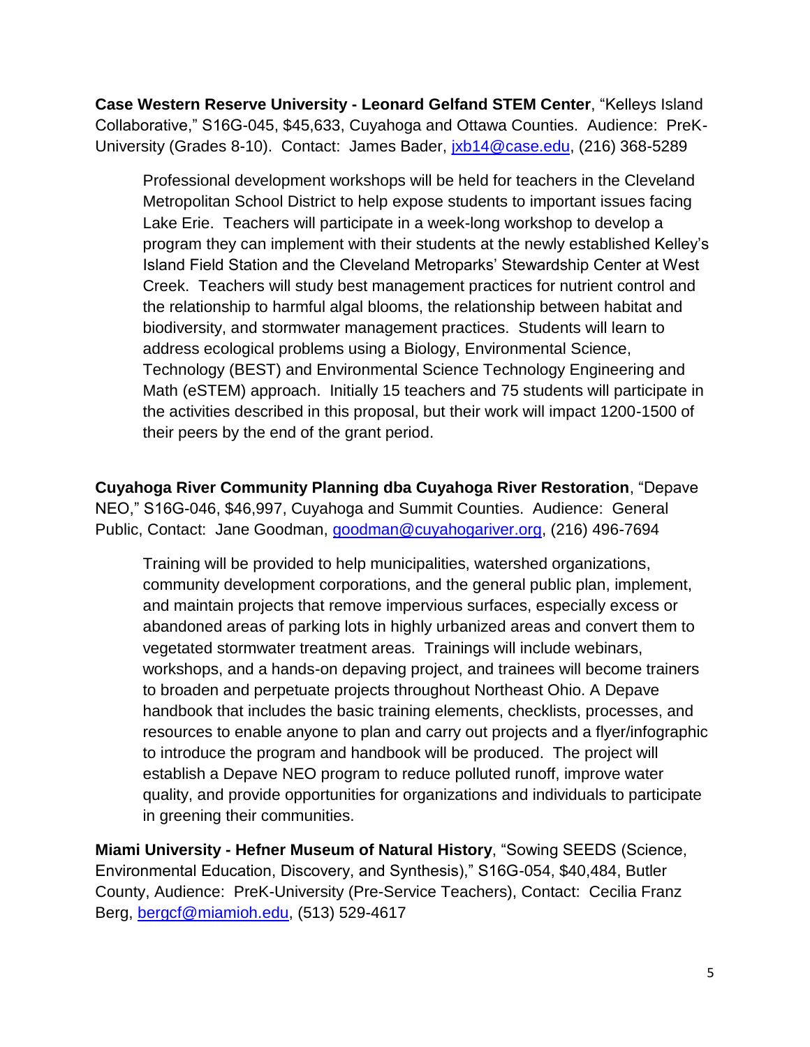**Case Western Reserve University - Leonard Gelfand STEM Center**, "Kelleys Island Collaborative," S16G-045, $45,633, Cuyahoga and Ottawa Counties. Audience: PreK-University (Grades 8-10). Contact: James Bader, jxb14@case.edu, (216) 368-5289

> Professional development workshops will be held for teachers in the Cleveland Metropolitan School District to help expose students to important issues facing Lake Erie. Teachers will participate in a week-long workshop to develop a program they can implement with their students at the newly established Kelley's Island Field Station and the Cleveland Metroparks' Stewardship Center at West Creek. Teachers will study best management practices for nutrient control and the relationship to harmful algal blooms, the relationship between habitat and biodiversity, and stormwater management practices. Students will learn to address ecological problems using a Biology, Environmental Science, Technology (BEST) and Environmental Science Technology Engineering and Math (eSTEM) approach. Initially 15 teachers and 75 students will participate in the activities described in this proposal, but their work will impact 1200-1500 of their peers by the end of the grant period.

**Cuyahoga River Community Planning dba Cuyahoga River Restoration**, "Depave NEO," S16G-046, $46,997, Cuyahoga and Summit Counties. Audience: General Public, Contact: Jane Goodman, goodman@cuyahogariver.org, (216) 496-7694

> Training will be provided to help municipalities, watershed organizations, community development corporations, and the general public plan, implement, and maintain projects that remove impervious surfaces, especially excess or abandoned areas of parking lots in highly urbanized areas and convert them to vegetated stormwater treatment areas. Trainings will include webinars, workshops, and a hands-on depaving project, and trainees will become trainers to broaden and perpetuate projects throughout Northeast Ohio. A Depave handbook that includes the basic training elements, checklists, processes, and resources to enable anyone to plan and carry out projects and a flyer/infographic to introduce the program and handbook will be produced. The project will establish a Depave NEO program to reduce polluted runoff, improve water quality, and provide opportunities for organizations and individuals to participate in greening their communities.

**Miami University - Hefner Museum of Natural History**, "Sowing SEEDS (Science, Environmental Education, Discovery, and Synthesis)," S16G-054, $40,484, Butler County, Audience: PreK-University (Pre-Service Teachers), Contact: Cecilia Franz Berg, bergcf@miamioh.edu, (513) 529-4617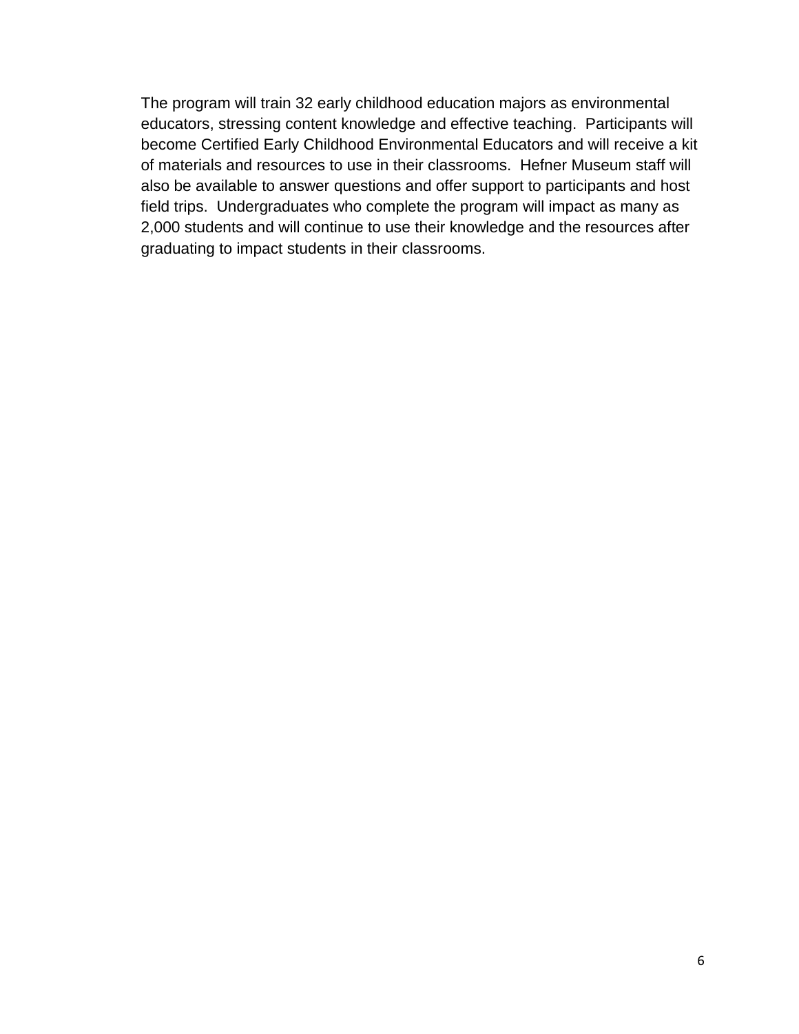The program will train 32 early childhood education majors as environmental educators, stressing content knowledge and effective teaching.  Participants will become Certified Early Childhood Environmental Educators and will receive a kit of materials and resources to use in their classrooms.  Hefner Museum staff will also be available to answer questions and offer support to participants and host field trips.  Undergraduates who complete the program will impact as many as 2,000 students and will continue to use their knowledge and the resources after graduating to impact students in their classrooms.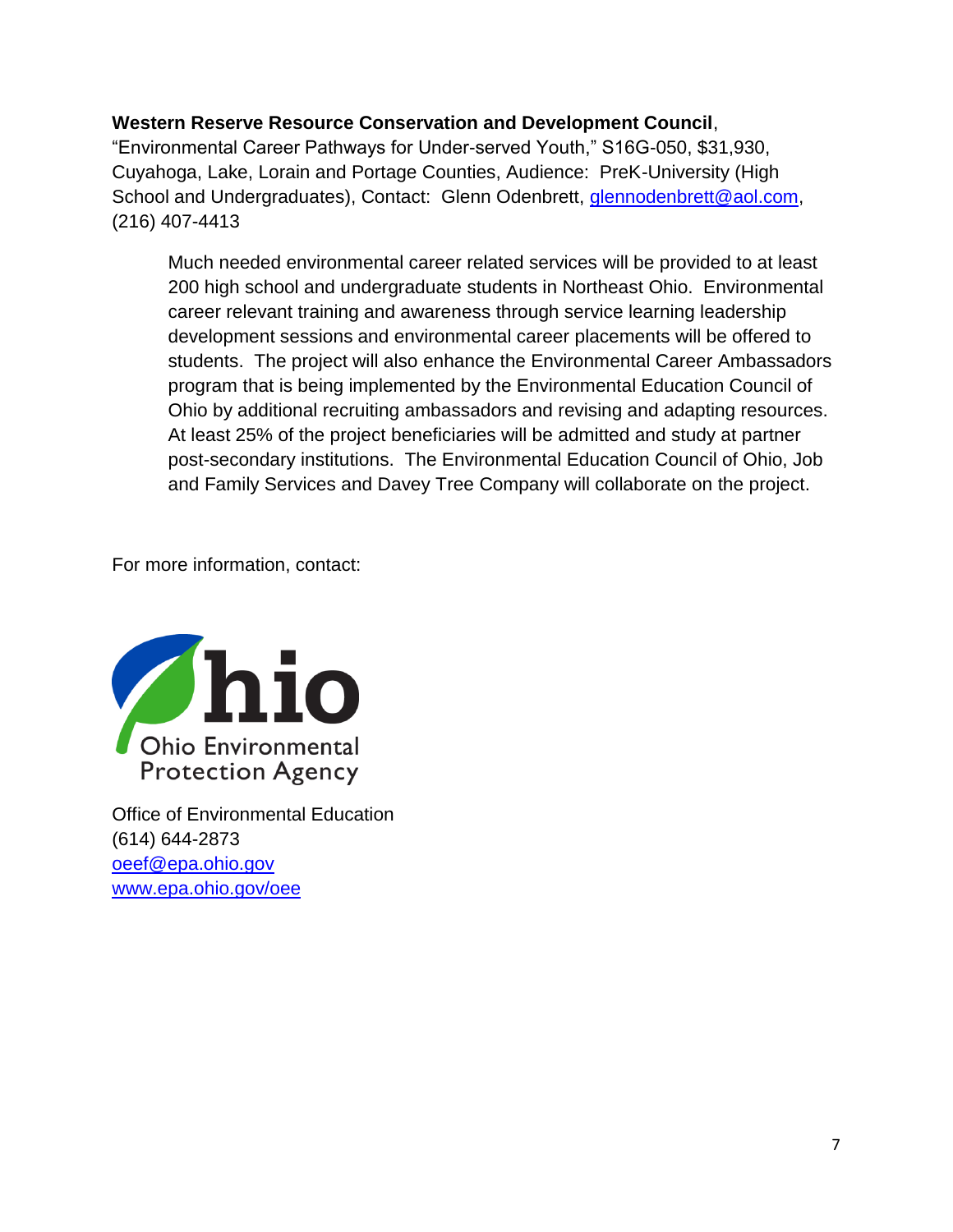**Western Reserve Resource Conservation and Development Council**, "Environmental Career Pathways for Under-served Youth," S16G-050, $31,930, Cuyahoga, Lake, Lorain and Portage Counties, Audience: PreK-University (High School and Undergraduates), Contact: Glenn Odenbrett, glennodenbrett@aol.com, (216) 407-4413

> Much needed environmental career related services will be provided to at least 200 high school and undergraduate students in Northeast Ohio. Environmental career relevant training and awareness through service learning leadership development sessions and environmental career placements will be offered to students. The project will also enhance the Environmental Career Ambassadors program that is being implemented by the Environmental Education Council of Ohio by additional recruiting ambassadors and revising and adapting resources. At least 25% of the project beneficiaries will be admitted and study at partner post-secondary institutions. The Environmental Education Council of Ohio, Job and Family Services and Davey Tree Company will collaborate on the project.

For more information, contact:

Ohio Environmental Protection Agency

Office of Environmental Education
(614) 644-2873
oeef@epa.ohio.gov
www.epa.ohio.gov/oee